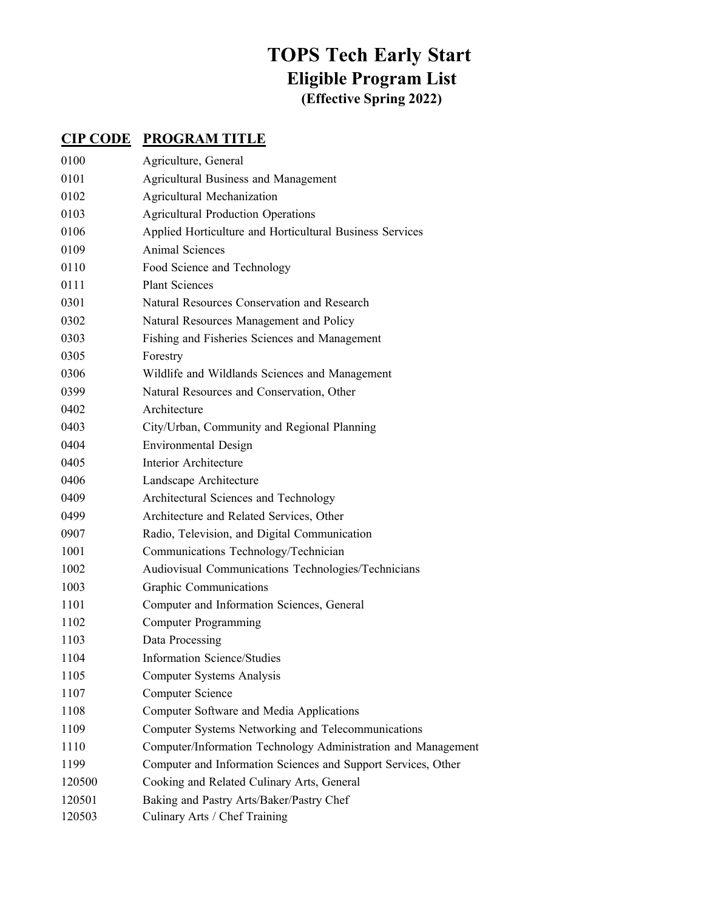# TOPS Tech Early Start

## Eligible Program List

### (Effective Spring 2022)

| CIP CODE | PROGRAM TITLE |
|---|---|
| 0100 | Agriculture, General |
| 0101 | Agricultural Business and Management |
| 0102 | Agricultural Mechanization |
| 0103 | Agricultural Production Operations |
| 0106 | Applied Horticulture and Horticultural Business Services |
| 0109 | Animal Sciences |
| 0110 | Food Science and Technology |
| 0111 | Plant Sciences |
| 0301 | Natural Resources Conservation and Research |
| 0302 | Natural Resources Management and Policy |
| 0303 | Fishing and Fisheries Sciences and Management |
| 0305 | Forestry |
| 0306 | Wildlife and Wildlands Sciences and Management |
| 0399 | Natural Resources and Conservation, Other |
| 0402 | Architecture |
| 0403 | City/Urban, Community and Regional Planning |
| 0404 | Environmental Design |
| 0405 | Interior Architecture |
| 0406 | Landscape Architecture |
| 0409 | Architectural Sciences and Technology |
| 0499 | Architecture and Related Services, Other |
| 0907 | Radio, Television, and Digital Communication |
| 1001 | Communications Technology/Technician |
| 1002 | Audiovisual Communications Technologies/Technicians |
| 1003 | Graphic Communications |
| 1101 | Computer and Information Sciences, General |
| 1102 | Computer Programming |
| 1103 | Data Processing |
| 1104 | Information Science/Studies |
| 1105 | Computer Systems Analysis |
| 1107 | Computer Science |
| 1108 | Computer Software and Media Applications |
| 1109 | Computer Systems Networking and Telecommunications |
| 1110 | Computer/Information Technology Administration and Management |
| 1199 | Computer and Information Sciences and Support Services, Other |
| 120500 | Cooking and Related Culinary Arts, General |
| 120501 | Baking and Pastry Arts/Baker/Pastry Chef |
| 120503 | Culinary Arts / Chef Training |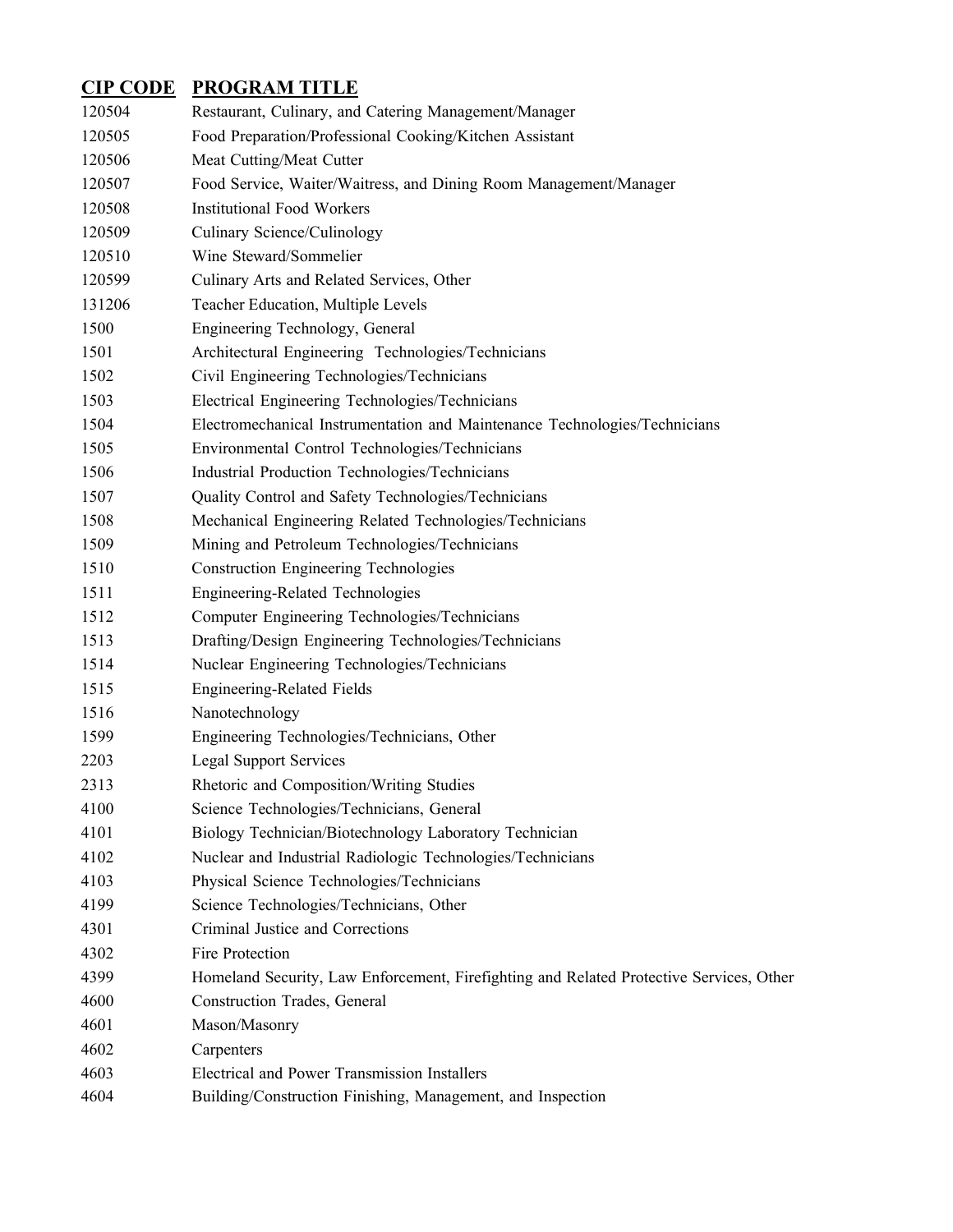| CIP CODE | PROGRAM TITLE |
|---|---|
| 120504 | Restaurant, Culinary, and Catering Management/Manager |
| 120505 | Food Preparation/Professional Cooking/Kitchen Assistant |
| 120506 | Meat Cutting/Meat Cutter |
| 120507 | Food Service, Waiter/Waitress, and Dining Room Management/Manager |
| 120508 | Institutional Food Workers |
| 120509 | Culinary Science/Culinology |
| 120510 | Wine Steward/Sommelier |
| 120599 | Culinary Arts and Related Services, Other |
| 131206 | Teacher Education, Multiple Levels |
| 1500 | Engineering Technology, General |
| 1501 | Architectural Engineering Technologies/Technicians |
| 1502 | Civil Engineering Technologies/Technicians |
| 1503 | Electrical Engineering Technologies/Technicians |
| 1504 | Electromechanical Instrumentation and Maintenance Technologies/Technicians |
| 1505 | Environmental Control Technologies/Technicians |
| 1506 | Industrial Production Technologies/Technicians |
| 1507 | Quality Control and Safety Technologies/Technicians |
| 1508 | Mechanical Engineering Related Technologies/Technicians |
| 1509 | Mining and Petroleum Technologies/Technicians |
| 1510 | Construction Engineering Technologies |
| 1511 | Engineering-Related Technologies |
| 1512 | Computer Engineering Technologies/Technicians |
| 1513 | Drafting/Design Engineering Technologies/Technicians |
| 1514 | Nuclear Engineering Technologies/Technicians |
| 1515 | Engineering-Related Fields |
| 1516 | Nanotechnology |
| 1599 | Engineering Technologies/Technicians, Other |
| 2203 | Legal Support Services |
| 2313 | Rhetoric and Composition/Writing Studies |
| 4100 | Science Technologies/Technicians, General |
| 4101 | Biology Technician/Biotechnology Laboratory Technician |
| 4102 | Nuclear and Industrial Radiologic Technologies/Technicians |
| 4103 | Physical Science Technologies/Technicians |
| 4199 | Science Technologies/Technicians, Other |
| 4301 | Criminal Justice and Corrections |
| 4302 | Fire Protection |
| 4399 | Homeland Security, Law Enforcement, Firefighting and Related Protective Services, Other |
| 4600 | Construction Trades, General |
| 4601 | Mason/Masonry |
| 4602 | Carpenters |
| 4603 | Electrical and Power Transmission Installers |
| 4604 | Building/Construction Finishing, Management, and Inspection |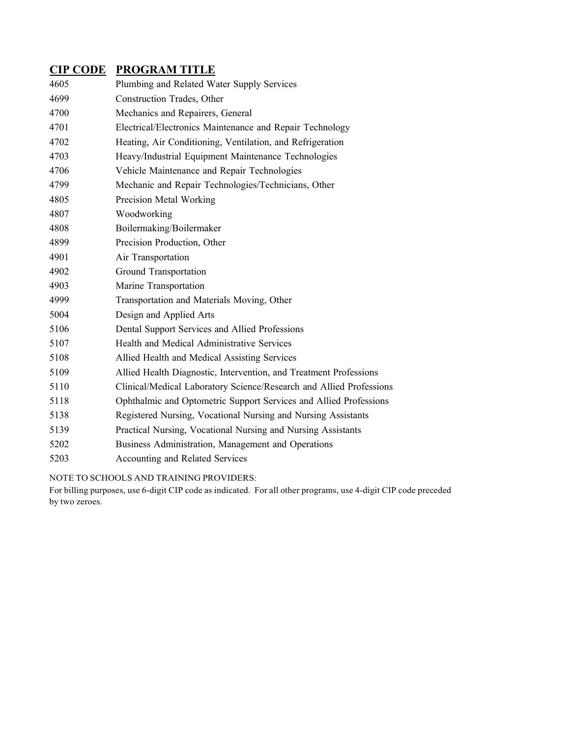| CIP CODE | PROGRAM TITLE |
|---|---|
| 4605 | Plumbing and Related Water Supply Services |
| 4699 | Construction Trades, Other |
| 4700 | Mechanics and Repairers, General |
| 4701 | Electrical/Electronics Maintenance and Repair Technology |
| 4702 | Heating, Air Conditioning, Ventilation, and Refrigeration |
| 4703 | Heavy/Industrial Equipment Maintenance Technologies |
| 4706 | Vehicle Maintenance and Repair Technologies |
| 4799 | Mechanic and Repair Technologies/Technicians, Other |
| 4805 | Precision Metal Working |
| 4807 | Woodworking |
| 4808 | Boilermaking/Boilermaker |
| 4899 | Precision Production, Other |
| 4901 | Air Transportation |
| 4902 | Ground Transportation |
| 4903 | Marine Transportation |
| 4999 | Transportation and Materials Moving, Other |
| 5004 | Design and Applied Arts |
| 5106 | Dental Support Services and Allied Professions |
| 5107 | Health and Medical Administrative Services |
| 5108 | Allied Health and Medical Assisting Services |
| 5109 | Allied Health Diagnostic, Intervention, and Treatment Professions |
| 5110 | Clinical/Medical Laboratory Science/Research and Allied Professions |
| 5118 | Ophthalmic and Optometric Support Services and Allied Professions |
| 5138 | Registered Nursing, Vocational Nursing and Nursing Assistants |
| 5139 | Practical Nursing, Vocational Nursing and Nursing Assistants |
| 5202 | Business Administration, Management and Operations |
| 5203 | Accounting and Related Services |

NOTE TO SCHOOLS AND TRAINING PROVIDERS:

For billing purposes, use 6-digit CIP code as indicated. For all other programs, use 4-digit CIP code preceded by two zeroes.